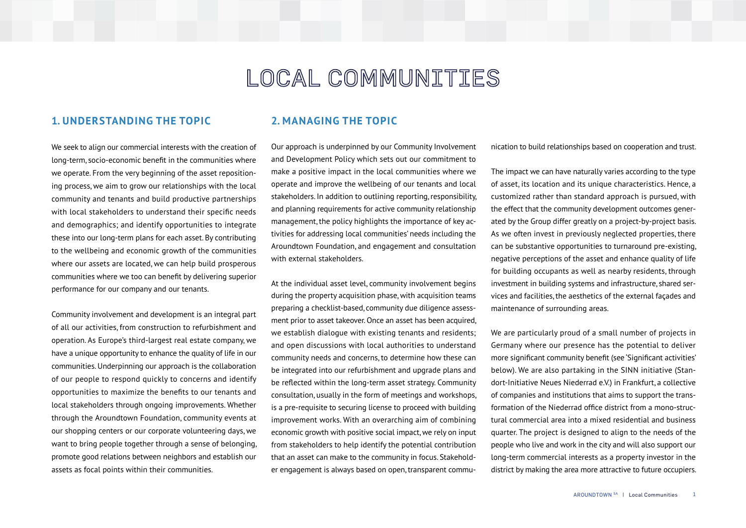# LOCAL COMMUNITIES

## 1. UNDERSTANDING THE TOPIC

We seek to align our commercial interests with the creation of long-term, socio-economic benefit in the communities where we operate. From the very beginning of the asset repositioning process, we aim to grow our relationships with the local community and tenants and build productive partnerships with local stakeholders to understand their specific needs and demographics; and identify opportunities to integrate these into our long-term plans for each asset. By contributing to the wellbeing and economic growth of the communities where our assets are located, we can help build prosperous communities where we too can benefit by delivering superior performance for our company and our tenants.

Community involvement and development is an integral part of all our activities, from construction to refurbishment and operation. As Europe's third-largest real estate company, we have a unique opportunity to enhance the quality of life in our communities. Underpinning our approach is the collaboration of our people to respond quickly to concerns and identify opportunities to maximize the benefits to our tenants and local stakeholders through ongoing improvements. Whether through the Aroundtown Foundation, community events at our shopping centers or our corporate volunteering days, we want to bring people together through a sense of belonging, promote good relations between neighbors and establish our assets as focal points within their communities.

## 2. MANAGING THE TOPIC

Our approach is underpinned by our Community Involvement and Development Policy which sets out our commitment to make a positive impact in the local communities where we operate and improve the wellbeing of our tenants and local stakeholders. In addition to outlining reporting, responsibility, and planning requirements for active community relationship management, the policy highlights the importance of key activities for addressing local communities' needs including the Aroundtown Foundation, and engagement and consultation with external stakeholders.

At the individual asset level, community involvement begins during the property acquisition phase, with acquisition teams preparing a checklist-based, community due diligence assessment prior to asset takeover. Once an asset has been acquired, we establish dialogue with existing tenants and residents; and open discussions with local authorities to understand community needs and concerns, to determine how these can be integrated into our refurbishment and upgrade plans and be reflected within the long-term asset strategy. Community consultation, usually in the form of meetings and workshops, is a pre-requisite to securing license to proceed with building improvement works. With an overarching aim of combining economic growth with positive social impact, we rely on input from stakeholders to help identify the potential contribution that an asset can make to the community in focus. Stakeholder engagement is always based on open, transparent communication to build relationships based on cooperation and trust.

The impact we can have naturally varies according to the type of asset, its location and its unique characteristics. Hence, a customized rather than standard approach is pursued, with the effect that the community development outcomes generated by the Group differ greatly on a project-by-project basis. As we often invest in previously neglected properties, there can be substantive opportunities to turnaround pre-existing, negative perceptions of the asset and enhance quality of life for building occupants as well as nearby residents, through investment in building systems and infrastructure, shared services and facilities, the aesthetics of the external façades and maintenance of surrounding areas.

We are particularly proud of a small number of projects in Germany where our presence has the potential to deliver more significant community benefit (see 'Significant activities' below). We are also partaking in the SINN initiative (Standort-Initiative Neues Niederrad e.V.) in Frankfurt, a collective of companies and institutions that aims to support the transformation of the Niederrad office district from a mono-structural commercial area into a mixed residential and business quarter. The project is designed to align to the needs of the people who live and work in the city and will also support our long-term commercial interests as a property investor in the district by making the area more attractive to future occupiers.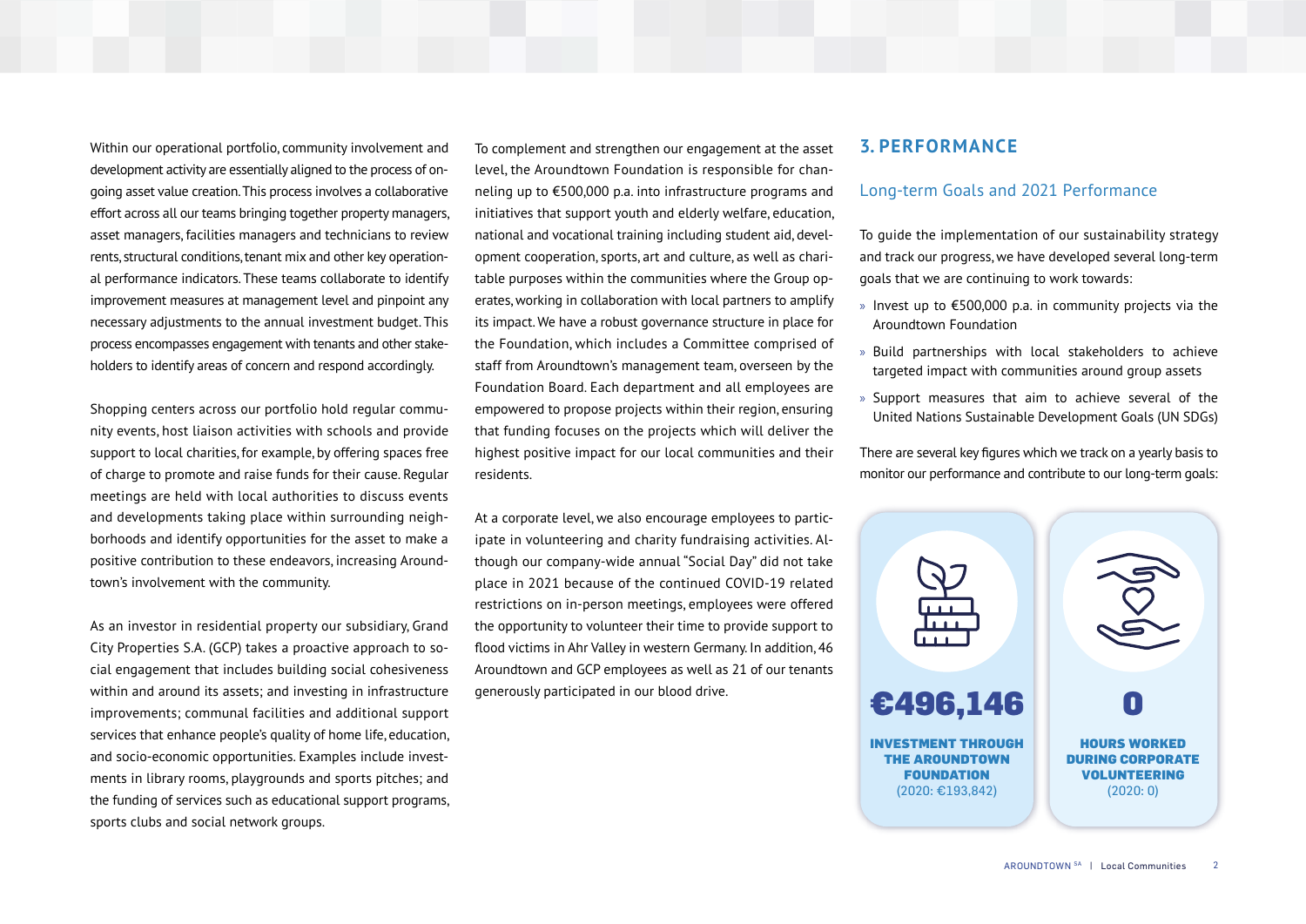Within our operational portfolio, community involvement and development activity are essentially aligned to the process of on-going asset value creation. This process involves a collaborative effort across all our teams bringing together property managers, asset managers, facilities managers and technicians to review rents, structural conditions, tenant mix and other key operational performance indicators. These teams collaborate to identify improvement measures at management level and pinpoint any necessary adjustments to the annual investment budget. This process encompasses engagement with tenants and other stakeholders to identify areas of concern and respond accordingly.

Shopping centers across our portfolio hold regular community events, host liaison activities with schools and provide support to local charities, for example, by offering spaces free of charge to promote and raise funds for their cause. Regular meetings are held with local authorities to discuss events and developments taking place within surrounding neighborhoods and identify opportunities for the asset to make a positive contribution to these endeavors, increasing Aroundtown's involvement with the community.

As an investor in residential property our subsidiary, Grand City Properties S.A. (GCP) takes a proactive approach to social engagement that includes building social cohesiveness within and around its assets; and investing in infrastructure improvements; communal facilities and additional support services that enhance people's quality of home life, education, and socio-economic opportunities. Examples include investments in library rooms, playgrounds and sports pitches; and the funding of services such as educational support programs, sports clubs and social network groups.

To complement and strengthen our engagement at the asset level, the Aroundtown Foundation is responsible for channeling up to €500,000 p.a. into infrastructure programs and initiatives that support youth and elderly welfare, education, national and vocational training including student aid, development cooperation, sports, art and culture, as well as charitable purposes within the communities where the Group operates, working in collaboration with local partners to amplify its impact. We have a robust governance structure in place for the Foundation, which includes a Committee comprised of staff from Aroundtown's management team, overseen by the Foundation Board. Each department and all employees are empowered to propose projects within their region, ensuring that funding focuses on the projects which will deliver the highest positive impact for our local communities and their residents.

At a corporate level, we also encourage employees to participate in volunteering and charity fundraising activities. Although our company-wide annual "Social Day" did not take place in 2021 because of the continued COVID-19 related restrictions on in-person meetings, employees were offered the opportunity to volunteer their time to provide support to flood victims in Ahr Valley in western Germany. In addition, 46 Aroundtown and GCP employees as well as 21 of our tenants generously participated in our blood drive.

## 3. PERFORMANCE

### Long-term Goals and 2021 Performance

To guide the implementation of our sustainability strategy and track our progress, we have developed several long-term goals that we are continuing to work towards:

- Invest up to €500,000 p.a. in community projects via the Aroundtown Foundation
- Build partnerships with local stakeholders to achieve targeted impact with communities around group assets
- Support measures that aim to achieve several of the United Nations Sustainable Development Goals (UN SDGs)

There are several key figures which we track on a yearly basis to monitor our performance and contribute to our long-term goals:

**€496,146**

**INVESTMENT THROUGH THE AROUNDTOWN FOUNDATION**
(2020: €193,842)

**0**

**HOURS WORKED DURING CORPORATE VOLUNTEERING**
(2020: 0)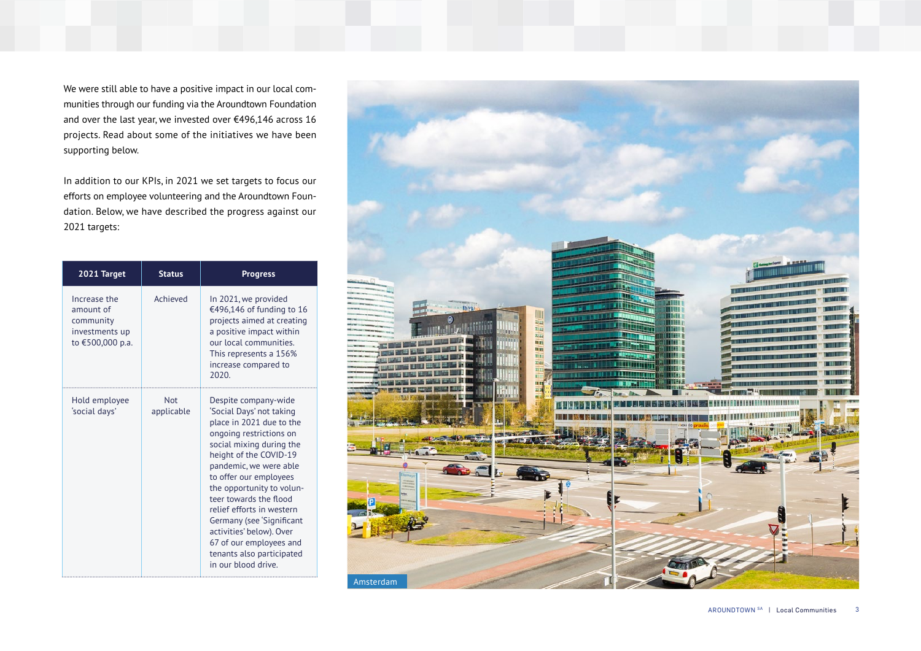We were still able to have a positive impact in our local communities through our funding via the Aroundtown Foundation and over the last year, we invested over €496,146 across 16 projects. Read about some of the initiatives we have been supporting below.

In addition to our KPIs, in 2021 we set targets to focus our efforts on employee volunteering and the Aroundtown Foundation. Below, we have described the progress against our 2021 targets:

| 2021 Target | Status | Progress |
|---|---|---|
| Increase the amount of community investments up to €500,000 p.a. | Achieved | In 2021, we provided €496,146 of funding to 16 projects aimed at creating a positive impact within our local communities. This represents a 156% increase compared to 2020. |
| Hold employee 'social days' | Not applicable | Despite company-wide 'Social Days' not taking place in 2021 due to the ongoing restrictions on social mixing during the height of the COVID-19 pandemic, we were able to offer our employees the opportunity to volunteer towards the flood relief efforts in western Germany (see 'Significant activities' below). Over 67 of our employees and tenants also participated in our blood drive. |

Amsterdam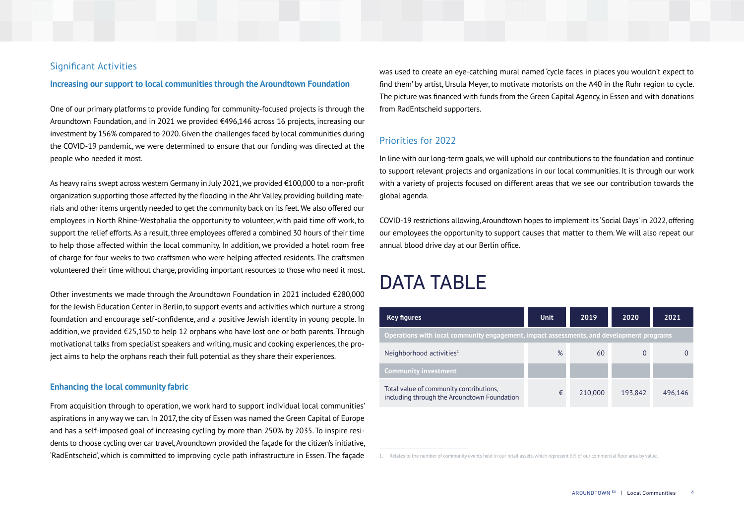## Significant Activities

### Increasing our support to local communities through the Aroundtown Foundation

One of our primary platforms to provide funding for community-focused projects is through the Aroundtown Foundation, and in 2021 we provided €496,146 across 16 projects, increasing our investment by 156% compared to 2020. Given the challenges faced by local communities during the COVID-19 pandemic, we were determined to ensure that our funding was directed at the people who needed it most.

As heavy rains swept across western Germany in July 2021, we provided €100,000 to a non-profit organization supporting those affected by the flooding in the Ahr Valley, providing building materials and other items urgently needed to get the community back on its feet. We also offered our employees in North Rhine-Westphalia the opportunity to volunteer, with paid time off work, to support the relief efforts. As a result, three employees offered a combined 30 hours of their time to help those affected within the local community. In addition, we provided a hotel room free of charge for four weeks to two craftsmen who were helping affected residents. The craftsmen volunteered their time without charge, providing important resources to those who need it most.

Other investments we made through the Aroundtown Foundation in 2021 included €280,000 for the Jewish Education Center in Berlin, to support events and activities which nurture a strong foundation and encourage self-confidence, and a positive Jewish identity in young people. In addition, we provided €25,150 to help 12 orphans who have lost one or both parents. Through motivational talks from specialist speakers and writing, music and cooking experiences, the project aims to help the orphans reach their full potential as they share their experiences.

### Enhancing the local community fabric

From acquisition through to operation, we work hard to support individual local communities' aspirations in any way we can. In 2017, the city of Essen was named the Green Capital of Europe and has a self-imposed goal of increasing cycling by more than 250% by 2035. To inspire residents to choose cycling over car travel, Aroundtown provided the façade for the citizen's initiative, 'RadEntscheid', which is committed to improving cycle path infrastructure in Essen. The façade was used to create an eye-catching mural named 'cycle faces in places you wouldn't expect to find them' by artist, Ursula Meyer, to motivate motorists on the A40 in the Ruhr region to cycle. The picture was financed with funds from the Green Capital Agency, in Essen and with donations from RadEntscheid supporters.

## Priorities for 2022

In line with our long-term goals, we will uphold our contributions to the foundation and continue to support relevant projects and organizations in our local communities. It is through our work with a variety of projects focused on different areas that we see our contribution towards the global agenda.

COVID-19 restrictions allowing, Aroundtown hopes to implement its 'Social Days' in 2022, offering our employees the opportunity to support causes that matter to them. We will also repeat our annual blood drive day at our Berlin office.

# DATA TABLE

| Key figures | Unit | 2019 | 2020 | 2021 |
|---|---|---|---|---|
| **Operations with local community engagement, impact assessments, and development programs** | | | | |
| Neighborhood activities[1] | % | 60 | 0 | 0 |
| **Community investment** | | | | |
| Total value of community contributions, including through the Aroundtown Foundation | € | 210,000 | 193,842 | 496,146 |

1. Relates to the number of community events held in our retail assets, which represent 6% of our commercial floor area by value.